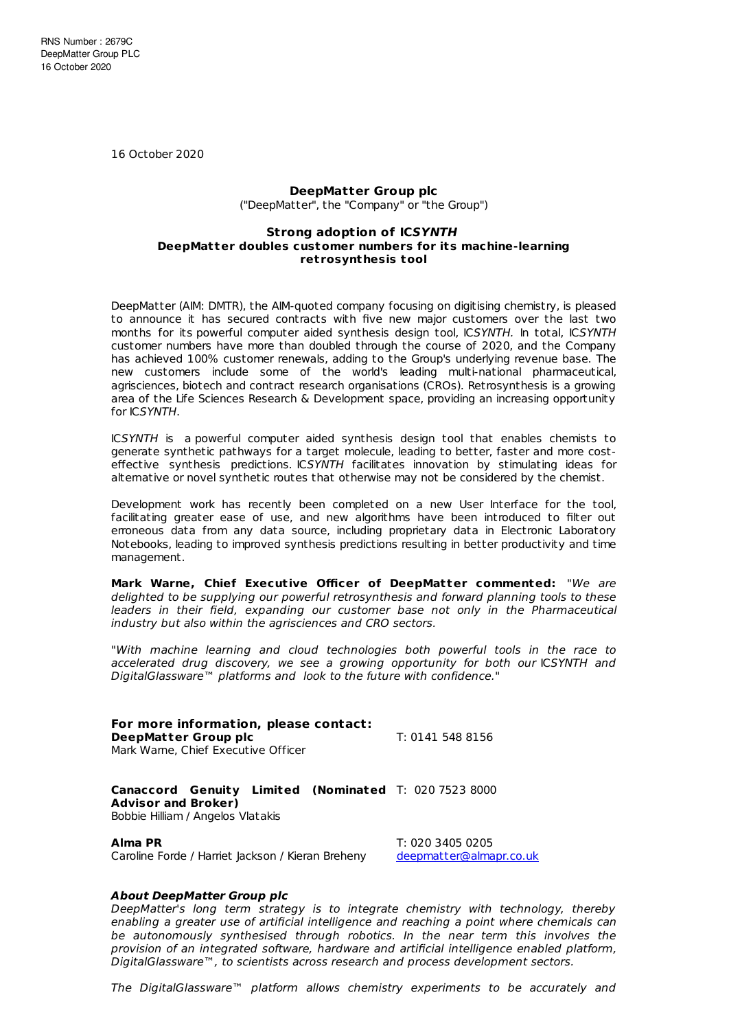RNS Number : 2679C
DeepMatter Group PLC
16 October 2020

16 October 2020

**DeepMatter Group plc**

("DeepMatter", the "Company" or "the Group")

**Strong adoption of IC*SYNTH***
**DeepMatter doubles customer numbers for its machine-learning retrosynthesis tool**

DeepMatter (AIM: DMTR), the AIM-quoted company focusing on digitising chemistry, is pleased to announce it has secured contracts with five new major customers over the last two months for its powerful computer aided synthesis design tool, IC*SYNTH.* In total, IC*SYNTH* customer numbers have more than doubled through the course of 2020, and the Company has achieved 100% customer renewals, adding to the Group's underlying revenue base. The new customers include some of the world's leading multi-national pharmaceutical, agrisciences, biotech and contract research organisations (CROs). Retrosynthesis is a growing area of the Life Sciences Research & Development space, providing an increasing opportunity for IC*SYNTH*.

IC*SYNTH* is a powerful computer aided synthesis design tool that enables chemists to generate synthetic pathways for a target molecule, leading to better, faster and more cost-effective synthesis predictions. IC*SYNTH* facilitates innovation by stimulating ideas for alternative or novel synthetic routes that otherwise may not be considered by the chemist.

Development work has recently been completed on a new User Interface for the tool, facilitating greater ease of use, and new algorithms have been introduced to filter out erroneous data from any data source, including proprietary data in Electronic Laboratory Notebooks, leading to improved synthesis predictions resulting in better productivity and time management.

**Mark Warne, Chief Executive Officer of DeepMatter commented:** "*We are delighted to be supplying our powerful retrosynthesis and forward planning tools to these leaders in their field, expanding our customer base not only in the Pharmaceutical industry but also within the agrisciences and CRO sectors.*

"*With machine learning and cloud technologies both powerful tools in the race to accelerated drug discovery, we see a growing opportunity for both our* IC*SYNTH and DigitalGlassware™ platforms and look to the future with confidence.*"

**For more information, please contact:**

| | |
|---|---|
| **DeepMatter Group plc**<br>Mark Warne, Chief Executive Officer | T: 0141 548 8156 |
| **Canaccord Genuity Limited (Nominated Advisor and Broker)**<br>Bobbie Hilliam / Angelos Vlatakis | T: 020 7523 8000 |
| **Alma PR**<br>Caroline Forde / Harriet Jackson / Kieran Breheny | T: 020 3405 0205<br>deepmatter@almapr.co.uk |

***About DeepMatter Group plc***

*DeepMatter's long term strategy is to integrate chemistry with technology, thereby enabling a greater use of artificial intelligence and reaching a point where chemicals can be autonomously synthesised through robotics. In the near term this involves the provision of an integrated software, hardware and artificial intelligence enabled platform, DigitalGlassware™, to scientists across research and process development sectors.*

*The DigitalGlassware™ platform allows chemistry experiments to be accurately and*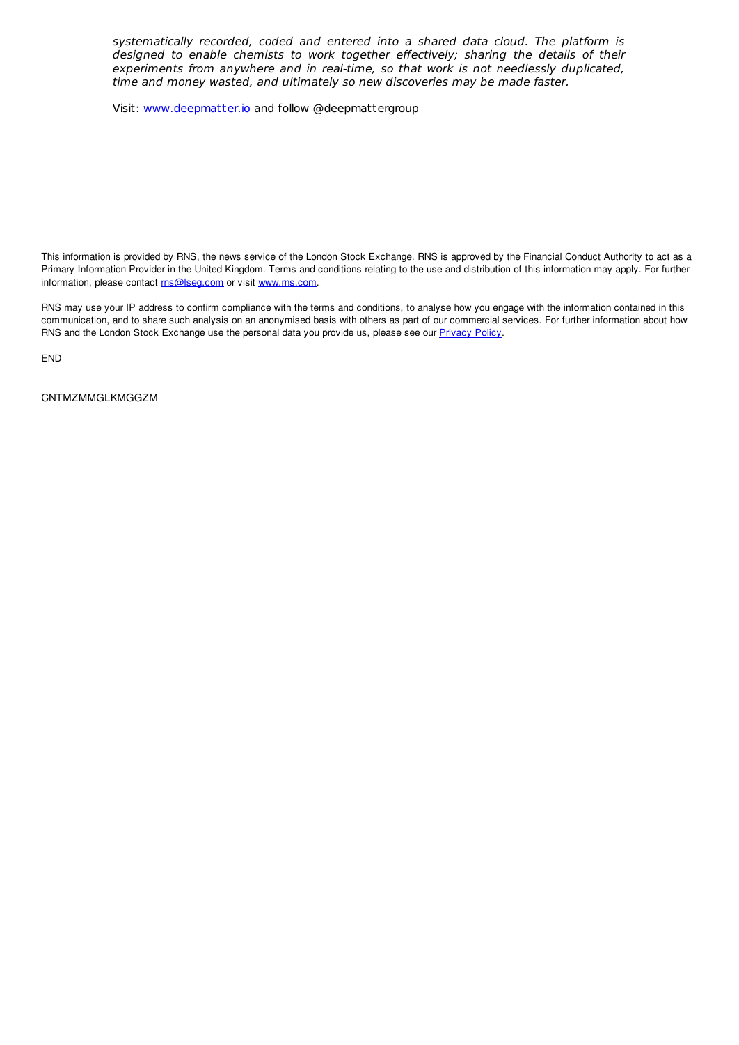*systematically recorded, coded and entered into a shared data cloud. The platform is designed to enable chemists to work together effectively; sharing the details of their experiments from anywhere and in real-time, so that work is not needlessly duplicated, time and money wasted, and ultimately so new discoveries may be made faster.*

Visit: [www.deepmatter.io](www.deepmatter.io) and follow @deepmattergroup

This information is provided by RNS, the news service of the London Stock Exchange. RNS is approved by the Financial Conduct Authority to act as a Primary Information Provider in the United Kingdom. Terms and conditions relating to the use and distribution of this information may apply. For further information, please contact [rns@lseg.com](mailto:rns@lseg.com) or visit [www.rns.com](www.rns.com).

RNS may use your IP address to confirm compliance with the terms and conditions, to analyse how you engage with the information contained in this communication, and to share such analysis on an anonymised basis with others as part of our commercial services. For further information about how RNS and the London Stock Exchange use the personal data you provide us, please see our Privacy Policy.

END

CNTMZMMGLKMGGZM